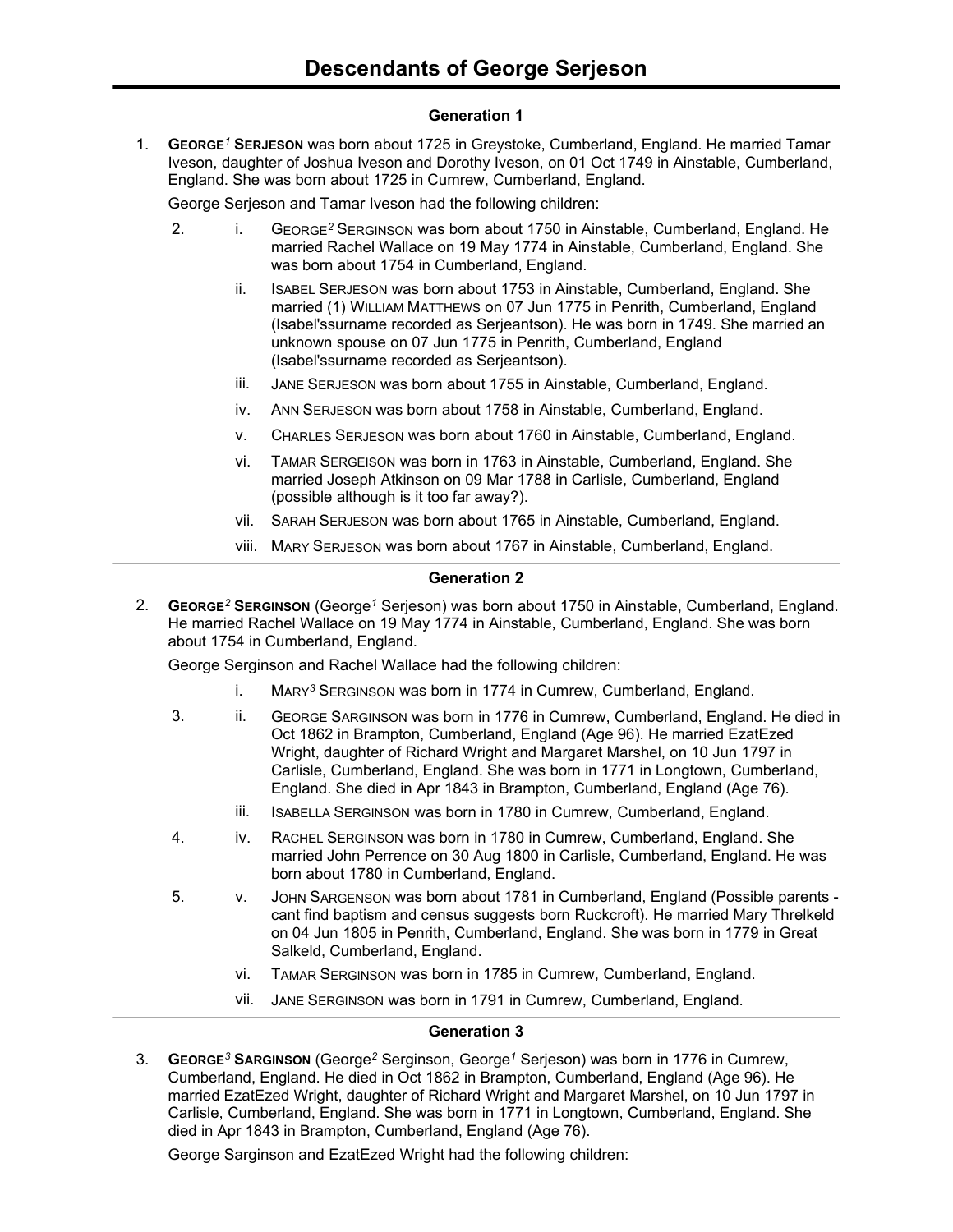# Descendants of George Serjeson

## Generation 1

1. **GEORGE[1] SERJESON** was born about 1725 in Greystoke, Cumberland, England. He married Tamar Iveson, daughter of Joshua Iveson and Dorothy Iveson, on 01 Oct 1749 in Ainstable, Cumberland, England. She was born about 1725 in Cumrew, Cumberland, England.

   George Serjeson and Tamar Iveson had the following children:

   2. i. GEORGE[2] SERGINSON was born about 1750 in Ainstable, Cumberland, England. He married Rachel Wallace on 19 May 1774 in Ainstable, Cumberland, England. She was born about 1754 in Cumberland, England.

      ii. ISABEL SERJESON was born about 1753 in Ainstable, Cumberland, England. She married (1) WILLIAM MATTHEWS on 07 Jun 1775 in Penrith, Cumberland, England (Isabel'ssurname recorded as Serjeantson). He was born in 1749. She married an unknown spouse on 07 Jun 1775 in Penrith, Cumberland, England (Isabel'ssurname recorded as Serjeantson).

      iii. JANE SERJESON was born about 1755 in Ainstable, Cumberland, England.

      iv. ANN SERJESON was born about 1758 in Ainstable, Cumberland, England.

      v. CHARLES SERJESON was born about 1760 in Ainstable, Cumberland, England.

      vi. TAMAR SERGEISON was born in 1763 in Ainstable, Cumberland, England. She married Joseph Atkinson on 09 Mar 1788 in Carlisle, Cumberland, England (possible although is it too far away?).

      vii. SARAH SERJESON was born about 1765 in Ainstable, Cumberland, England.

      viii. MARY SERJESON was born about 1767 in Ainstable, Cumberland, England.

## Generation 2

2. **GEORGE[2] SERGINSON** (George[1] Serjeson) was born about 1750 in Ainstable, Cumberland, England. He married Rachel Wallace on 19 May 1774 in Ainstable, Cumberland, England. She was born about 1754 in Cumberland, England.

   George Serginson and Rachel Wallace had the following children:

      i. MARY[3] SERGINSON was born in 1774 in Cumrew, Cumberland, England.

   3. ii. GEORGE SARGINSON was born in 1776 in Cumrew, Cumberland, England. He died in Oct 1862 in Brampton, Cumberland, England (Age 96). He married EzatEzed Wright, daughter of Richard Wright and Margaret Marshel, on 10 Jun 1797 in Carlisle, Cumberland, England. She was born in 1771 in Longtown, Cumberland, England. She died in Apr 1843 in Brampton, Cumberland, England (Age 76).

      iii. ISABELLA SERGINSON was born in 1780 in Cumrew, Cumberland, England.

   4. iv. RACHEL SERGINSON was born in 1780 in Cumrew, Cumberland, England. She married John Perrence on 30 Aug 1800 in Carlisle, Cumberland, England. He was born about 1780 in Cumberland, England.

   5. v. JOHN SARGENSON was born about 1781 in Cumberland, England (Possible parents - cant find baptism and census suggests born Ruckcroft). He married Mary Threlkeld on 04 Jun 1805 in Penrith, Cumberland, England. She was born in 1779 in Great Salkeld, Cumberland, England.

      vi. TAMAR SERGINSON was born in 1785 in Cumrew, Cumberland, England.

      vii. JANE SERGINSON was born in 1791 in Cumrew, Cumberland, England.

## Generation 3

3. **GEORGE[3] SARGINSON** (George[2] Serginson, George[1] Serjeson) was born in 1776 in Cumrew, Cumberland, England. He died in Oct 1862 in Brampton, Cumberland, England (Age 96). He married EzatEzed Wright, daughter of Richard Wright and Margaret Marshel, on 10 Jun 1797 in Carlisle, Cumberland, England. She was born in 1771 in Longtown, Cumberland, England. She died in Apr 1843 in Brampton, Cumberland, England (Age 76).

   George Sarginson and EzatEzed Wright had the following children: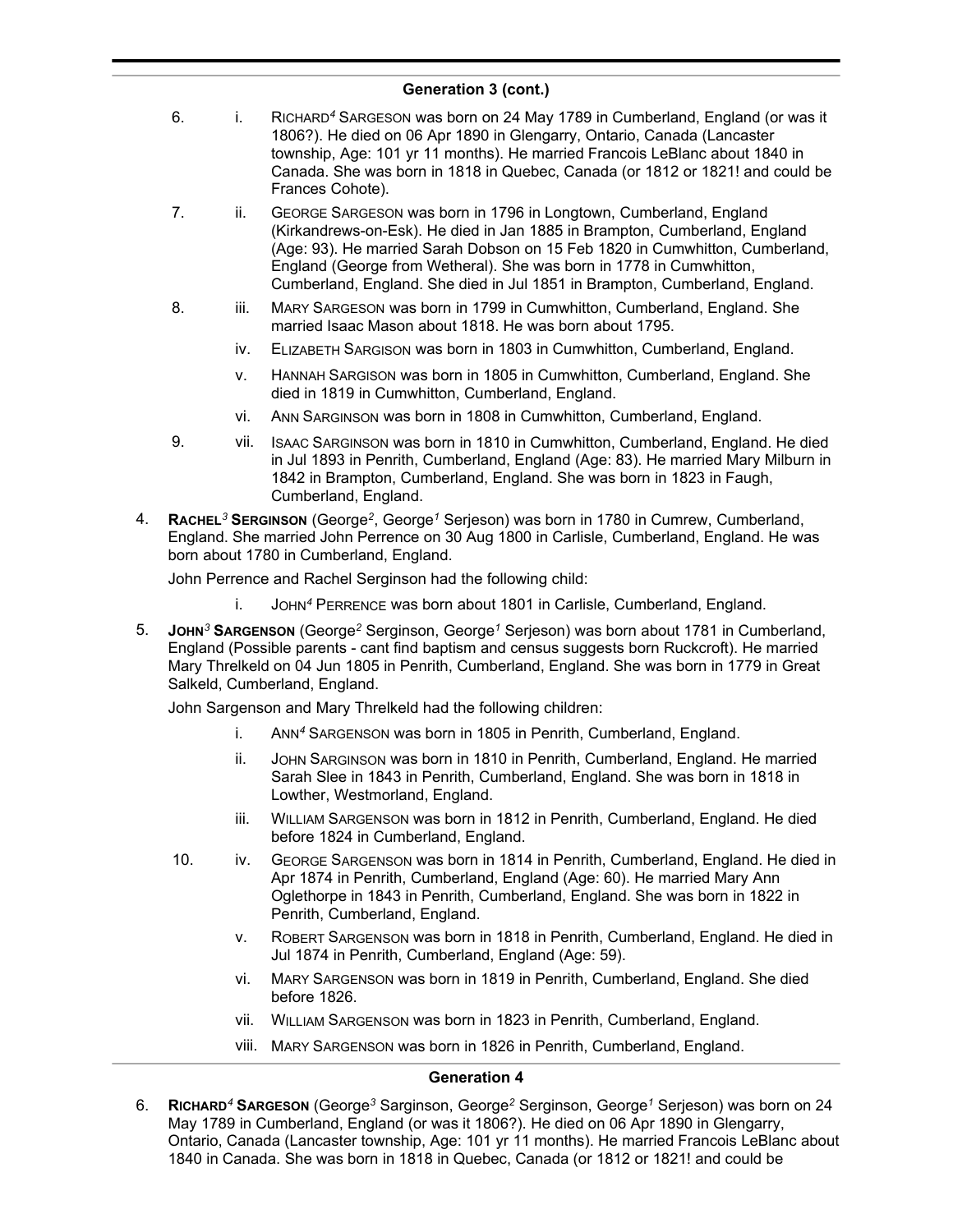## Generation 3 (cont.)

6. i. RICHARD[4] SARGESON was born on 24 May 1789 in Cumberland, England (or was it 1806?). He died on 06 Apr 1890 in Glengarry, Ontario, Canada (Lancaster township, Age: 101 yr 11 months). He married Francois LeBlanc about 1840 in Canada. She was born in 1818 in Quebec, Canada (or 1812 or 1821! and could be Frances Cohote).

7. ii. GEORGE SARGESON was born in 1796 in Longtown, Cumberland, England (Kirkandrews-on-Esk). He died in Jan 1885 in Brampton, Cumberland, England (Age: 93). He married Sarah Dobson on 15 Feb 1820 in Cumwhitton, Cumberland, England (George from Wetheral). She was born in 1778 in Cumwhitton, Cumberland, England. She died in Jul 1851 in Brampton, Cumberland, England.

8. iii. MARY SARGESON was born in 1799 in Cumwhitton, Cumberland, England. She married Isaac Mason about 1818. He was born about 1795.

iv. ELIZABETH SARGISON was born in 1803 in Cumwhitton, Cumberland, England.

v. HANNAH SARGISON was born in 1805 in Cumwhitton, Cumberland, England. She died in 1819 in Cumwhitton, Cumberland, England.

vi. ANN SARGINSON was born in 1808 in Cumwhitton, Cumberland, England.

9. vii. ISAAC SARGINSON was born in 1810 in Cumwhitton, Cumberland, England. He died in Jul 1893 in Penrith, Cumberland, England (Age: 83). He married Mary Milburn in 1842 in Brampton, Cumberland, England. She was born in 1823 in Faugh, Cumberland, England.

4. **RACHEL[3] SERGINSON** (George[2], George[1] Serjeson) was born in 1780 in Cumrew, Cumberland, England. She married John Perrence on 30 Aug 1800 in Carlisle, Cumberland, England. He was born about 1780 in Cumberland, England.

John Perrence and Rachel Serginson had the following child:

i. JOHN[4] PERRENCE was born about 1801 in Carlisle, Cumberland, England.

5. **JOHN[3] SARGENSON** (George[2] Serginson, George[1] Serjeson) was born about 1781 in Cumberland, England (Possible parents - cant find baptism and census suggests born Ruckcroft). He married Mary Threlkeld on 04 Jun 1805 in Penrith, Cumberland, England. She was born in 1779 in Great Salkeld, Cumberland, England.

John Sargenson and Mary Threlkeld had the following children:

i. ANN[4] SARGENSON was born in 1805 in Penrith, Cumberland, England.

ii. JOHN SARGINSON was born in 1810 in Penrith, Cumberland, England. He married Sarah Slee in 1843 in Penrith, Cumberland, England. She was born in 1818 in Lowther, Westmorland, England.

iii. WILLIAM SARGENSON was born in 1812 in Penrith, Cumberland, England. He died before 1824 in Cumberland, England.

10. iv. GEORGE SARGENSON was born in 1814 in Penrith, Cumberland, England. He died in Apr 1874 in Penrith, Cumberland, England (Age: 60). He married Mary Ann Oglethorpe in 1843 in Penrith, Cumberland, England. She was born in 1822 in Penrith, Cumberland, England.

v. ROBERT SARGENSON was born in 1818 in Penrith, Cumberland, England. He died in Jul 1874 in Penrith, Cumberland, England (Age: 59).

vi. MARY SARGENSON was born in 1819 in Penrith, Cumberland, England. She died before 1826.

vii. WILLIAM SARGENSON was born in 1823 in Penrith, Cumberland, England.

viii. MARY SARGENSON was born in 1826 in Penrith, Cumberland, England.

## Generation 4

6. **RICHARD[4] SARGESON** (George[3] Sarginson, George[2] Serginson, George[1] Serjeson) was born on 24 May 1789 in Cumberland, England (or was it 1806?). He died on 06 Apr 1890 in Glengarry, Ontario, Canada (Lancaster township, Age: 101 yr 11 months). He married Francois LeBlanc about 1840 in Canada. She was born in 1818 in Quebec, Canada (or 1812 or 1821! and could be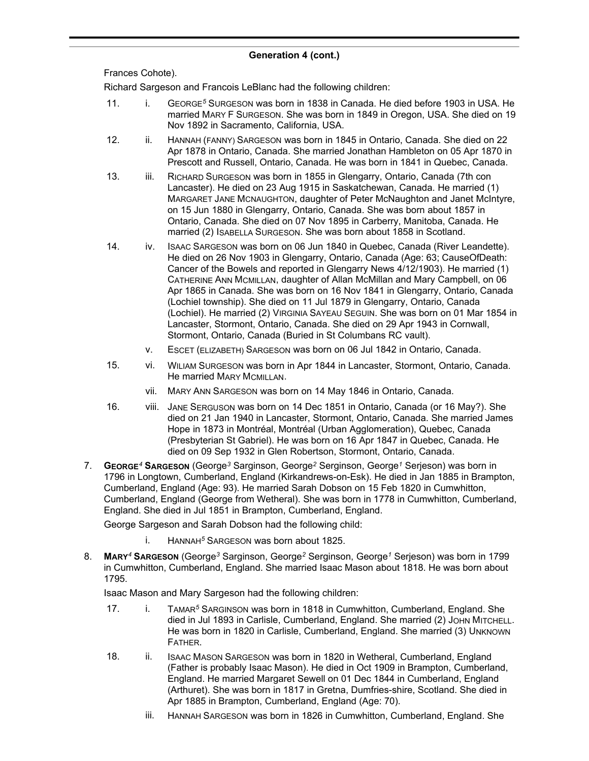## Generation 4 (cont.)

Frances Cohote).

Richard Sargeson and Francois LeBlanc had the following children:

11. i. GEORGE[5] SURGESON was born in 1838 in Canada. He died before 1903 in USA. He married MARY F SURGESON. She was born in 1849 in Oregon, USA. She died on 19 Nov 1892 in Sacramento, California, USA.

12. ii. HANNAH (FANNY) SARGESON was born in 1845 in Ontario, Canada. She died on 22 Apr 1878 in Ontario, Canada. She married Jonathan Hambleton on 05 Apr 1870 in Prescott and Russell, Ontario, Canada. He was born in 1841 in Quebec, Canada.

13. iii. RICHARD SURGESON was born in 1855 in Glengarry, Ontario, Canada (7th con Lancaster). He died on 23 Aug 1915 in Saskatchewan, Canada. He married (1) MARGARET JANE MCNAUGHTON, daughter of Peter McNaughton and Janet McIntyre, on 15 Jun 1880 in Glengarry, Ontario, Canada. She was born about 1857 in Ontario, Canada. She died on 07 Nov 1895 in Carberry, Manitoba, Canada. He married (2) ISABELLA SURGESON. She was born about 1858 in Scotland.

14. iv. ISAAC SARGESON was born on 06 Jun 1840 in Quebec, Canada (River Leandette). He died on 26 Nov 1903 in Glengarry, Ontario, Canada (Age: 63; CauseOfDeath: Cancer of the Bowels and reported in Glengarry News 4/12/1903). He married (1) CATHERINE ANN MCMILLAN, daughter of Allan McMillan and Mary Campbell, on 06 Apr 1865 in Canada. She was born on 16 Nov 1841 in Glengarry, Ontario, Canada (Lochiel township). She died on 11 Jul 1879 in Glengarry, Ontario, Canada (Lochiel). He married (2) VIRGINIA SAYEAU SEGUIN. She was born on 01 Mar 1854 in Lancaster, Stormont, Ontario, Canada. She died on 29 Apr 1943 in Cornwall, Stormont, Ontario, Canada (Buried in St Columbans RC vault).

v. ESCET (ELIZABETH) SARGESON was born on 06 Jul 1842 in Ontario, Canada.

15. vi. WILIAM SURGESON was born in Apr 1844 in Lancaster, Stormont, Ontario, Canada. He married MARY MCMILLAN.

vii. MARY ANN SARGESON was born on 14 May 1846 in Ontario, Canada.

16. viii. JANE SERGUSON was born on 14 Dec 1851 in Ontario, Canada (or 16 May?). She died on 21 Jan 1940 in Lancaster, Stormont, Ontario, Canada. She married James Hope in 1873 in Montréal, Montréal (Urban Agglomeration), Quebec, Canada (Presbyterian St Gabriel). He was born on 16 Apr 1847 in Quebec, Canada. He died on 09 Sep 1932 in Glen Robertson, Stormont, Ontario, Canada.

7. **GEORGE[4] SARGESON** (George[3] Sarginson, George[2] Serginson, George[1] Serjeson) was born in 1796 in Longtown, Cumberland, England (Kirkandrews-on-Esk). He died in Jan 1885 in Brampton, Cumberland, England (Age: 93). He married Sarah Dobson on 15 Feb 1820 in Cumwhitton, Cumberland, England (George from Wetheral). She was born in 1778 in Cumwhitton, Cumberland, England. She died in Jul 1851 in Brampton, Cumberland, England.

George Sargeson and Sarah Dobson had the following child:

i. HANNAH[5] SARGESON was born about 1825.

8. **MARY[4] SARGESON** (George[3] Sarginson, George[2] Serginson, George[1] Serjeson) was born in 1799 in Cumwhitton, Cumberland, England. She married Isaac Mason about 1818. He was born about 1795.

Isaac Mason and Mary Sargeson had the following children:

17. i. TAMAR[5] SARGINSON was born in 1818 in Cumwhitton, Cumberland, England. She died in Jul 1893 in Carlisle, Cumberland, England. She married (2) JOHN MITCHELL. He was born in 1820 in Carlisle, Cumberland, England. She married (3) UNKNOWN FATHER.

18. ii. ISAAC MASON SARGESON was born in 1820 in Wetheral, Cumberland, England (Father is probably Isaac Mason). He died in Oct 1909 in Brampton, Cumberland, England. He married Margaret Sewell on 01 Dec 1844 in Cumberland, England (Arthuret). She was born in 1817 in Gretna, Dumfries-shire, Scotland. She died in Apr 1885 in Brampton, Cumberland, England (Age: 70).

iii. HANNAH SARGESON was born in 1826 in Cumwhitton, Cumberland, England. She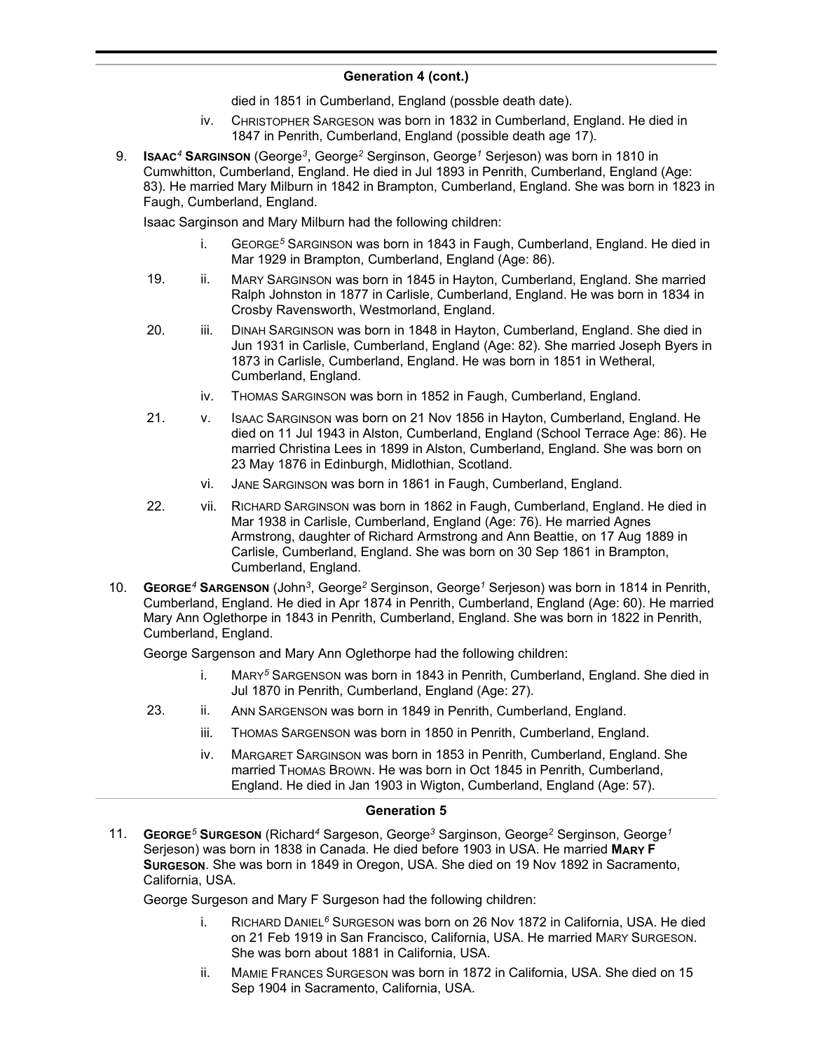## Generation 4 (cont.)

died in 1851 in Cumberland, England (possble death date).

iv. CHRISTOPHER SARGESON was born in 1832 in Cumberland, England. He died in 1847 in Penrith, Cumberland, England (possible death age 17).

9. **ISAAC[4] SARGINSON** (George[3], George[2] Serginson, George[1] Serjeson) was born in 1810 in Cumwhitton, Cumberland, England. He died in Jul 1893 in Penrith, Cumberland, England (Age: 83). He married Mary Milburn in 1842 in Brampton, Cumberland, England. She was born in 1823 in Faugh, Cumberland, England.

Isaac Sarginson and Mary Milburn had the following children:

- i. GEORGE[5] SARGINSON was born in 1843 in Faugh, Cumberland, England. He died in Mar 1929 in Brampton, Cumberland, England (Age: 86).
- 19. ii. MARY SARGINSON was born in 1845 in Hayton, Cumberland, England. She married Ralph Johnston in 1877 in Carlisle, Cumberland, England. He was born in 1834 in Crosby Ravensworth, Westmorland, England.
- 20. iii. DINAH SARGINSON was born in 1848 in Hayton, Cumberland, England. She died in Jun 1931 in Carlisle, Cumberland, England (Age: 82). She married Joseph Byers in 1873 in Carlisle, Cumberland, England. He was born in 1851 in Wetheral, Cumberland, England.
- iv. THOMAS SARGINSON was born in 1852 in Faugh, Cumberland, England.
- 21. v. ISAAC SARGINSON was born on 21 Nov 1856 in Hayton, Cumberland, England. He died on 11 Jul 1943 in Alston, Cumberland, England (School Terrace Age: 86). He married Christina Lees in 1899 in Alston, Cumberland, England. She was born on 23 May 1876 in Edinburgh, Midlothian, Scotland.
- vi. JANE SARGINSON was born in 1861 in Faugh, Cumberland, England.
- 22. vii. RICHARD SARGINSON was born in 1862 in Faugh, Cumberland, England. He died in Mar 1938 in Carlisle, Cumberland, England (Age: 76). He married Agnes Armstrong, daughter of Richard Armstrong and Ann Beattie, on 17 Aug 1889 in Carlisle, Cumberland, England. She was born on 30 Sep 1861 in Brampton, Cumberland, England.

10. **GEORGE[4] SARGENSON** (John[3], George[2] Serginson, George[1] Serjeson) was born in 1814 in Penrith, Cumberland, England. He died in Apr 1874 in Penrith, Cumberland, England (Age: 60). He married Mary Ann Oglethorpe in 1843 in Penrith, Cumberland, England. She was born in 1822 in Penrith, Cumberland, England.

George Sargenson and Mary Ann Oglethorpe had the following children:

- i. MARY[5] SARGENSON was born in 1843 in Penrith, Cumberland, England. She died in Jul 1870 in Penrith, Cumberland, England (Age: 27).
- 23. ii. ANN SARGENSON was born in 1849 in Penrith, Cumberland, England.
- iii. THOMAS SARGENSON was born in 1850 in Penrith, Cumberland, England.
- iv. MARGARET SARGINSON was born in 1853 in Penrith, Cumberland, England. She married THOMAS BROWN. He was born in Oct 1845 in Penrith, Cumberland, England. He died in Jan 1903 in Wigton, Cumberland, England (Age: 57).

## Generation 5

11. **GEORGE[5] SURGESON** (Richard[4] Sargeson, George[3] Sarginson, George[2] Serginson, George[1] Serjeson) was born in 1838 in Canada. He died before 1903 in USA. He married **MARY F SURGESON**. She was born in 1849 in Oregon, USA. She died on 19 Nov 1892 in Sacramento, California, USA.

George Surgeson and Mary F Surgeson had the following children:

- i. RICHARD DANIEL[6] SURGESON was born on 26 Nov 1872 in California, USA. He died on 21 Feb 1919 in San Francisco, California, USA. He married MARY SURGESON. She was born about 1881 in California, USA.
- ii. MAMIE FRANCES SURGESON was born in 1872 in California, USA. She died on 15 Sep 1904 in Sacramento, California, USA.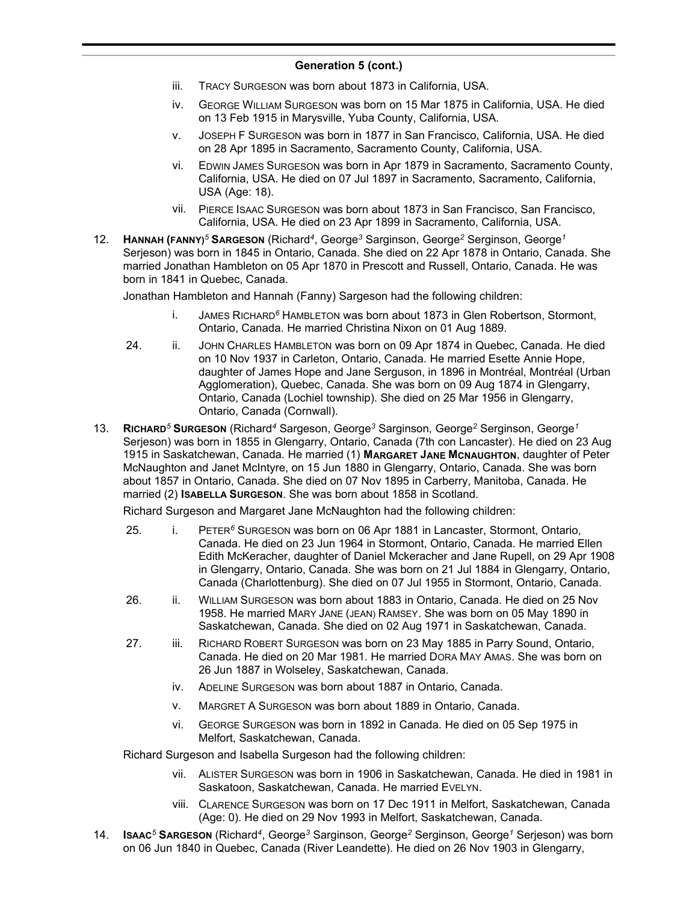## Generation 5 (cont.)

iii. TRACY SURGESON was born about 1873 in California, USA.

iv. GEORGE WILLIAM SURGESON was born on 15 Mar 1875 in California, USA. He died on 13 Feb 1915 in Marysville, Yuba County, California, USA.

v. JOSEPH F SURGESON was born in 1877 in San Francisco, California, USA. He died on 28 Apr 1895 in Sacramento, Sacramento County, California, USA.

vi. EDWIN JAMES SURGESON was born in Apr 1879 in Sacramento, Sacramento County, California, USA. He died on 07 Jul 1897 in Sacramento, Sacramento, California, USA (Age: 18).

vii. PIERCE ISAAC SURGESON was born about 1873 in San Francisco, San Francisco, California, USA. He died on 23 Apr 1899 in Sacramento, California, USA.

12. **HANNAH (FANNY)[5] SARGESON** (Richard[4], George[3] Sarginson, George[2] Serginson, George[1] Serjeson) was born in 1845 in Ontario, Canada. She died on 22 Apr 1878 in Ontario, Canada. She married Jonathan Hambleton on 05 Apr 1870 in Prescott and Russell, Ontario, Canada. He was born in 1841 in Quebec, Canada.

Jonathan Hambleton and Hannah (Fanny) Sargeson had the following children:

i. JAMES RICHARD[6] HAMBLETON was born about 1873 in Glen Robertson, Stormont, Ontario, Canada. He married Christina Nixon on 01 Aug 1889.

24. ii. JOHN CHARLES HAMBLETON was born on 09 Apr 1874 in Quebec, Canada. He died on 10 Nov 1937 in Carleton, Ontario, Canada. He married Esette Annie Hope, daughter of James Hope and Jane Serguson, in 1896 in Montréal, Montréal (Urban Agglomeration), Quebec, Canada. She was born on 09 Aug 1874 in Glengarry, Ontario, Canada (Lochiel township). She died on 25 Mar 1956 in Glengarry, Ontario, Canada (Cornwall).

13. **RICHARD[5] SURGESON** (Richard[4] Sargeson, George[3] Sarginson, George[2] Serginson, George[1] Serjeson) was born in 1855 in Glengarry, Ontario, Canada (7th con Lancaster). He died on 23 Aug 1915 in Saskatchewan, Canada. He married (1) **MARGARET JANE MCNAUGHTON**, daughter of Peter McNaughton and Janet McIntyre, on 15 Jun 1880 in Glengarry, Ontario, Canada. She was born about 1857 in Ontario, Canada. She died on 07 Nov 1895 in Carberry, Manitoba, Canada. He married (2) **ISABELLA SURGESON**. She was born about 1858 in Scotland.

Richard Surgeson and Margaret Jane McNaughton had the following children:

25. i. PETER[6] SURGESON was born on 06 Apr 1881 in Lancaster, Stormont, Ontario, Canada. He died on 23 Jun 1964 in Stormont, Ontario, Canada. He married Ellen Edith McKeracher, daughter of Daniel Mckeracher and Jane Rupell, on 29 Apr 1908 in Glengarry, Ontario, Canada. She was born on 21 Jul 1884 in Glengarry, Ontario, Canada (Charlottenburg). She died on 07 Jul 1955 in Stormont, Ontario, Canada.

26. ii. WILLIAM SURGESON was born about 1883 in Ontario, Canada. He died on 25 Nov 1958. He married MARY JANE (JEAN) RAMSEY. She was born on 05 May 1890 in Saskatchewan, Canada. She died on 02 Aug 1971 in Saskatchewan, Canada.

27. iii. RICHARD ROBERT SURGESON was born on 23 May 1885 in Parry Sound, Ontario, Canada. He died on 20 Mar 1981. He married DORA MAY AMAS. She was born on 26 Jun 1887 in Wolseley, Saskatchewan, Canada.

iv. ADELINE SURGESON was born about 1887 in Ontario, Canada.

v. MARGRET A SURGESON was born about 1889 in Ontario, Canada.

vi. GEORGE SURGESON was born in 1892 in Canada. He died on 05 Sep 1975 in Melfort, Saskatchewan, Canada.

Richard Surgeson and Isabella Surgeson had the following children:

vii. ALISTER SURGESON was born in 1906 in Saskatchewan, Canada. He died in 1981 in Saskatoon, Saskatchewan, Canada. He married EVELYN.

viii. CLARENCE SURGESON was born on 17 Dec 1911 in Melfort, Saskatchewan, Canada (Age: 0). He died on 29 Nov 1993 in Melfort, Saskatchewan, Canada.

14. **ISAAC[5] SARGESON** (Richard[4], George[3] Sarginson, George[2] Serginson, George[1] Serjeson) was born on 06 Jun 1840 in Quebec, Canada (River Leandette). He died on 26 Nov 1903 in Glengarry,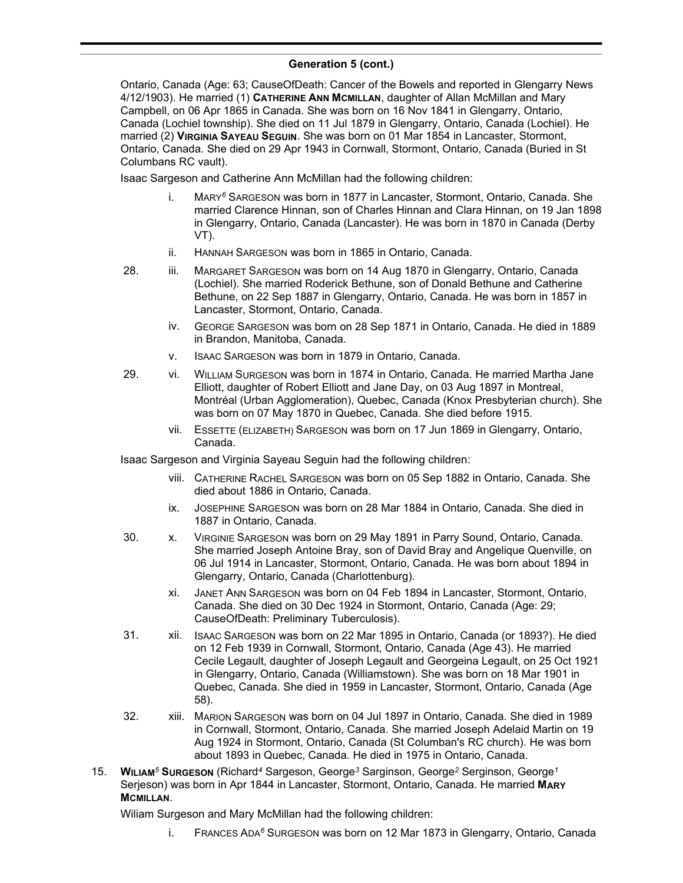## Generation 5 (cont.)

Ontario, Canada (Age: 63; CauseOfDeath: Cancer of the Bowels and reported in Glengarry News 4/12/1903). He married (1) **CATHERINE ANN MCMILLAN**, daughter of Allan McMillan and Mary Campbell, on 06 Apr 1865 in Canada. She was born on 16 Nov 1841 in Glengarry, Ontario, Canada (Lochiel township). She died on 11 Jul 1879 in Glengarry, Ontario, Canada (Lochiel). He married (2) **VIRGINIA SAYEAU SEGUIN**. She was born on 01 Mar 1854 in Lancaster, Stormont, Ontario, Canada. She died on 29 Apr 1943 in Cornwall, Stormont, Ontario, Canada (Buried in St Columbans RC vault).

Isaac Sargeson and Catherine Ann McMillan had the following children:

- i. MARY[6] SARGESON was born in 1877 in Lancaster, Stormont, Ontario, Canada. She married Clarence Hinnan, son of Charles Hinnan and Clara Hinnan, on 19 Jan 1898 in Glengarry, Ontario, Canada (Lancaster). He was born in 1870 in Canada (Derby VT).
- ii. HANNAH SARGESON was born in 1865 in Ontario, Canada.
- 28. iii. MARGARET SARGESON was born on 14 Aug 1870 in Glengarry, Ontario, Canada (Lochiel). She married Roderick Bethune, son of Donald Bethune and Catherine Bethune, on 22 Sep 1887 in Glengarry, Ontario, Canada. He was born in 1857 in Lancaster, Stormont, Ontario, Canada.
- iv. GEORGE SARGESON was born on 28 Sep 1871 in Ontario, Canada. He died in 1889 in Brandon, Manitoba, Canada.
- v. ISAAC SARGESON was born in 1879 in Ontario, Canada.
- 29. vi. WILLIAM SURGESON was born in 1874 in Ontario, Canada. He married Martha Jane Elliott, daughter of Robert Elliott and Jane Day, on 03 Aug 1897 in Montreal, Montréal (Urban Agglomeration), Quebec, Canada (Knox Presbyterian church). She was born on 07 May 1870 in Quebec, Canada. She died before 1915.
- vii. ESSETTE (ELIZABETH) SARGESON was born on 17 Jun 1869 in Glengarry, Ontario, Canada.

Isaac Sargeson and Virginia Sayeau Seguin had the following children:

- viii. CATHERINE RACHEL SARGESON was born on 05 Sep 1882 in Ontario, Canada. She died about 1886 in Ontario, Canada.
- ix. JOSEPHINE SARGESON was born on 28 Mar 1884 in Ontario, Canada. She died in 1887 in Ontario, Canada.
- 30. x. VIRGINIE SARGESON was born on 29 May 1891 in Parry Sound, Ontario, Canada. She married Joseph Antoine Bray, son of David Bray and Angelique Quenville, on 06 Jul 1914 in Lancaster, Stormont, Ontario, Canada. He was born about 1894 in Glengarry, Ontario, Canada (Charlottenburg).
- xi. JANET ANN SARGESON was born on 04 Feb 1894 in Lancaster, Stormont, Ontario, Canada. She died on 30 Dec 1924 in Stormont, Ontario, Canada (Age: 29; CauseOfDeath: Preliminary Tuberculosis).
- 31. xii. ISAAC SARGESON was born on 22 Mar 1895 in Ontario, Canada (or 1893?). He died on 12 Feb 1939 in Cornwall, Stormont, Ontario, Canada (Age 43). He married Cecile Legault, daughter of Joseph Legault and Georgeina Legault, on 25 Oct 1921 in Glengarry, Ontario, Canada (Williamstown). She was born on 18 Mar 1901 in Quebec, Canada. She died in 1959 in Lancaster, Stormont, Ontario, Canada (Age 58).
- 32. xiii. MARION SARGESON was born on 04 Jul 1897 in Ontario, Canada. She died in 1989 in Cornwall, Stormont, Ontario, Canada. She married Joseph Adelaid Martin on 19 Aug 1924 in Stormont, Ontario, Canada (St Columban's RC church). He was born about 1893 in Quebec, Canada. He died in 1975 in Ontario, Canada.

15. **WILIAM[5] SURGESON** (Richard[4] Sargeson, George[3] Sarginson, George[2] Serginson, George[1] Serjeson) was born in Apr 1844 in Lancaster, Stormont, Ontario, Canada. He married **MARY MCMILLAN**.

Wiliam Surgeson and Mary McMillan had the following children:

- i. FRANCES ADA[6] SURGESON was born on 12 Mar 1873 in Glengarry, Ontario, Canada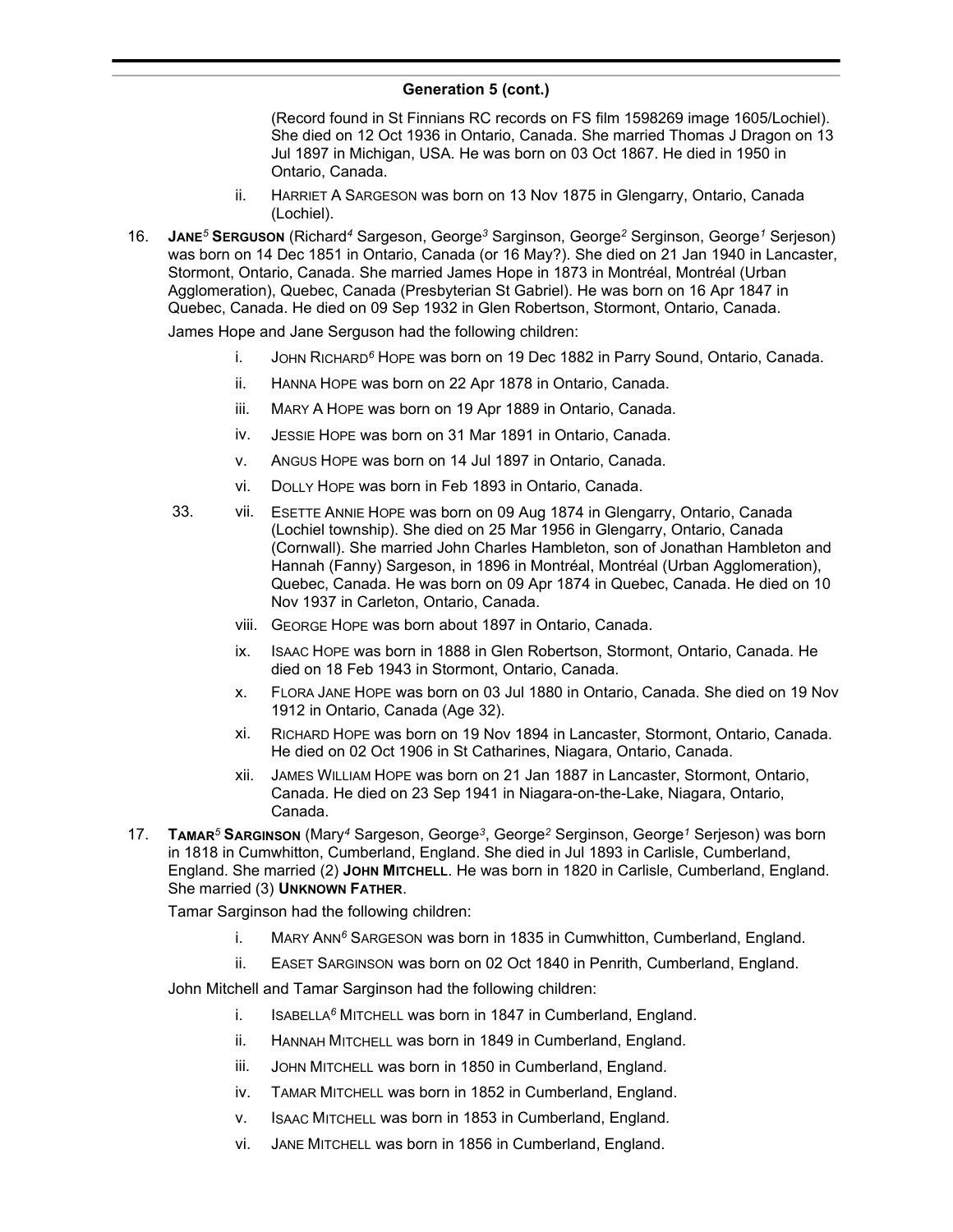## Generation 5 (cont.)

(Record found in St Finnians RC records on FS film 1598269 image 1605/Lochiel). She died on 12 Oct 1936 in Ontario, Canada. She married Thomas J Dragon on 13 Jul 1897 in Michigan, USA. He was born on 03 Oct 1867. He died in 1950 in Ontario, Canada.

ii. HARRIET A SARGESON was born on 13 Nov 1875 in Glengarry, Ontario, Canada (Lochiel).

16. **JANE[5] SERGUSON** (Richard[4] Sargeson, George[3] Sarginson, George[2] Serginson, George[1] Serjeson) was born on 14 Dec 1851 in Ontario, Canada (or 16 May?). She died on 21 Jan 1940 in Lancaster, Stormont, Ontario, Canada. She married James Hope in 1873 in Montréal, Montréal (Urban Agglomeration), Quebec, Canada (Presbyterian St Gabriel). He was born on 16 Apr 1847 in Quebec, Canada. He died on 09 Sep 1932 in Glen Robertson, Stormont, Ontario, Canada.

James Hope and Jane Serguson had the following children:

i. JOHN RICHARD[6] HOPE was born on 19 Dec 1882 in Parry Sound, Ontario, Canada.

ii. HANNA HOPE was born on 22 Apr 1878 in Ontario, Canada.

iii. MARY A HOPE was born on 19 Apr 1889 in Ontario, Canada.

iv. JESSIE HOPE was born on 31 Mar 1891 in Ontario, Canada.

v. ANGUS HOPE was born on 14 Jul 1897 in Ontario, Canada.

vi. DOLLY HOPE was born in Feb 1893 in Ontario, Canada.

33. vii. ESETTE ANNIE HOPE was born on 09 Aug 1874 in Glengarry, Ontario, Canada (Lochiel township). She died on 25 Mar 1956 in Glengarry, Ontario, Canada (Cornwall). She married John Charles Hambleton, son of Jonathan Hambleton and Hannah (Fanny) Sargeson, in 1896 in Montréal, Montréal (Urban Agglomeration), Quebec, Canada. He was born on 09 Apr 1874 in Quebec, Canada. He died on 10 Nov 1937 in Carleton, Ontario, Canada.

viii. GEORGE HOPE was born about 1897 in Ontario, Canada.

ix. ISAAC HOPE was born in 1888 in Glen Robertson, Stormont, Ontario, Canada. He died on 18 Feb 1943 in Stormont, Ontario, Canada.

x. FLORA JANE HOPE was born on 03 Jul 1880 in Ontario, Canada. She died on 19 Nov 1912 in Ontario, Canada (Age 32).

xi. RICHARD HOPE was born on 19 Nov 1894 in Lancaster, Stormont, Ontario, Canada. He died on 02 Oct 1906 in St Catharines, Niagara, Ontario, Canada.

xii. JAMES WILLIAM HOPE was born on 21 Jan 1887 in Lancaster, Stormont, Ontario, Canada. He died on 23 Sep 1941 in Niagara-on-the-Lake, Niagara, Ontario, Canada.

17. **TAMAR[5] SARGINSON** (Mary[4] Sargeson, George[3], George[2] Serginson, George[1] Serjeson) was born in 1818 in Cumwhitton, Cumberland, England. She died in Jul 1893 in Carlisle, Cumberland, England. She married (2) **JOHN MITCHELL**. He was born in 1820 in Carlisle, Cumberland, England. She married (3) **UNKNOWN FATHER**.

Tamar Sarginson had the following children:

i. MARY ANN[6] SARGESON was born in 1835 in Cumwhitton, Cumberland, England.

ii. EASET SARGINSON was born on 02 Oct 1840 in Penrith, Cumberland, England.

John Mitchell and Tamar Sarginson had the following children:

i. ISABELLA[6] MITCHELL was born in 1847 in Cumberland, England.

ii. HANNAH MITCHELL was born in 1849 in Cumberland, England.

iii. JOHN MITCHELL was born in 1850 in Cumberland, England.

iv. TAMAR MITCHELL was born in 1852 in Cumberland, England.

v. ISAAC MITCHELL was born in 1853 in Cumberland, England.

vi. JANE MITCHELL was born in 1856 in Cumberland, England.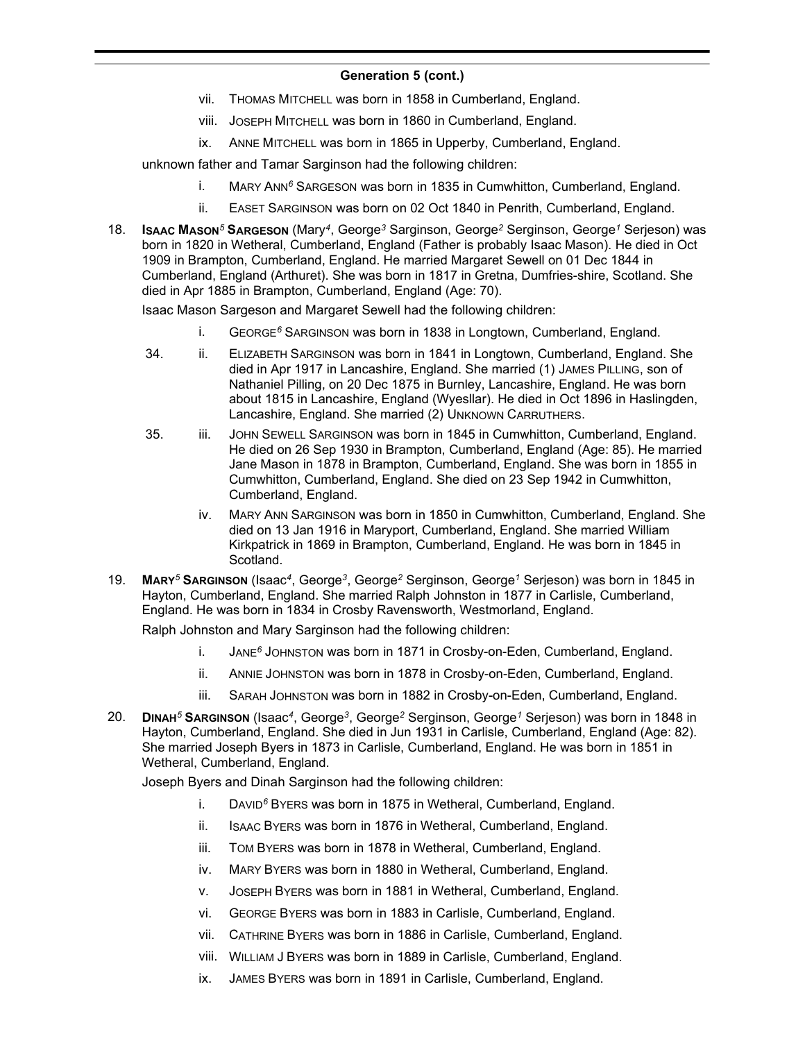## Generation 5 (cont.)

vii. Thomas Mitchell was born in 1858 in Cumberland, England.

viii. Joseph Mitchell was born in 1860 in Cumberland, England.

ix. Anne Mitchell was born in 1865 in Upperby, Cumberland, England.

unknown father and Tamar Sarginson had the following children:

i. Mary Ann[6] Sargeson was born in 1835 in Cumwhitton, Cumberland, England.

ii. Easet Sarginson was born on 02 Oct 1840 in Penrith, Cumberland, England.

18. **Isaac Mason[5] Sargeson** (Mary[4], George[3] Sarginson, George[2] Serginson, George[1] Serjeson) was born in 1820 in Wetheral, Cumberland, England (Father is probably Isaac Mason). He died in Oct 1909 in Brampton, Cumberland, England. He married Margaret Sewell on 01 Dec 1844 in Cumberland, England (Arthuret). She was born in 1817 in Gretna, Dumfries-shire, Scotland. She died in Apr 1885 in Brampton, Cumberland, England (Age: 70).

Isaac Mason Sargeson and Margaret Sewell had the following children:

i. George[6] Sarginson was born in 1838 in Longtown, Cumberland, England.

34. ii. Elizabeth Sarginson was born in 1841 in Longtown, Cumberland, England. She died in Apr 1917 in Lancashire, England. She married (1) James Pilling, son of Nathaniel Pilling, on 20 Dec 1875 in Burnley, Lancashire, England. He was born about 1815 in Lancashire, England (Wyesllar). He died in Oct 1896 in Haslingden, Lancashire, England. She married (2) Unknown Carruthers.

35. iii. John Sewell Sarginson was born in 1845 in Cumwhitton, Cumberland, England. He died on 26 Sep 1930 in Brampton, Cumberland, England (Age: 85). He married Jane Mason in 1878 in Brampton, Cumberland, England. She was born in 1855 in Cumwhitton, Cumberland, England. She died on 23 Sep 1942 in Cumwhitton, Cumberland, England.

iv. Mary Ann Sarginson was born in 1850 in Cumwhitton, Cumberland, England. She died on 13 Jan 1916 in Maryport, Cumberland, England. She married William Kirkpatrick in 1869 in Brampton, Cumberland, England. He was born in 1845 in Scotland.

19. **Mary[5] Sarginson** (Isaac[4], George[3], George[2] Serginson, George[1] Serjeson) was born in 1845 in Hayton, Cumberland, England. She married Ralph Johnston in 1877 in Carlisle, Cumberland, England. He was born in 1834 in Crosby Ravensworth, Westmorland, England.

Ralph Johnston and Mary Sarginson had the following children:

i. Jane[6] Johnston was born in 1871 in Crosby-on-Eden, Cumberland, England.

ii. Annie Johnston was born in 1878 in Crosby-on-Eden, Cumberland, England.

iii. Sarah Johnston was born in 1882 in Crosby-on-Eden, Cumberland, England.

20. **Dinah[5] Sarginson** (Isaac[4], George[3], George[2] Serginson, George[1] Serjeson) was born in 1848 in Hayton, Cumberland, England. She died in Jun 1931 in Carlisle, Cumberland, England (Age: 82). She married Joseph Byers in 1873 in Carlisle, Cumberland, England. He was born in 1851 in Wetheral, Cumberland, England.

Joseph Byers and Dinah Sarginson had the following children:

i. David[6] Byers was born in 1875 in Wetheral, Cumberland, England.

ii. Isaac Byers was born in 1876 in Wetheral, Cumberland, England.

iii. Tom Byers was born in 1878 in Wetheral, Cumberland, England.

iv. Mary Byers was born in 1880 in Wetheral, Cumberland, England.

v. Joseph Byers was born in 1881 in Wetheral, Cumberland, England.

vi. George Byers was born in 1883 in Carlisle, Cumberland, England.

vii. Cathrine Byers was born in 1886 in Carlisle, Cumberland, England.

viii. William J Byers was born in 1889 in Carlisle, Cumberland, England.

ix. James Byers was born in 1891 in Carlisle, Cumberland, England.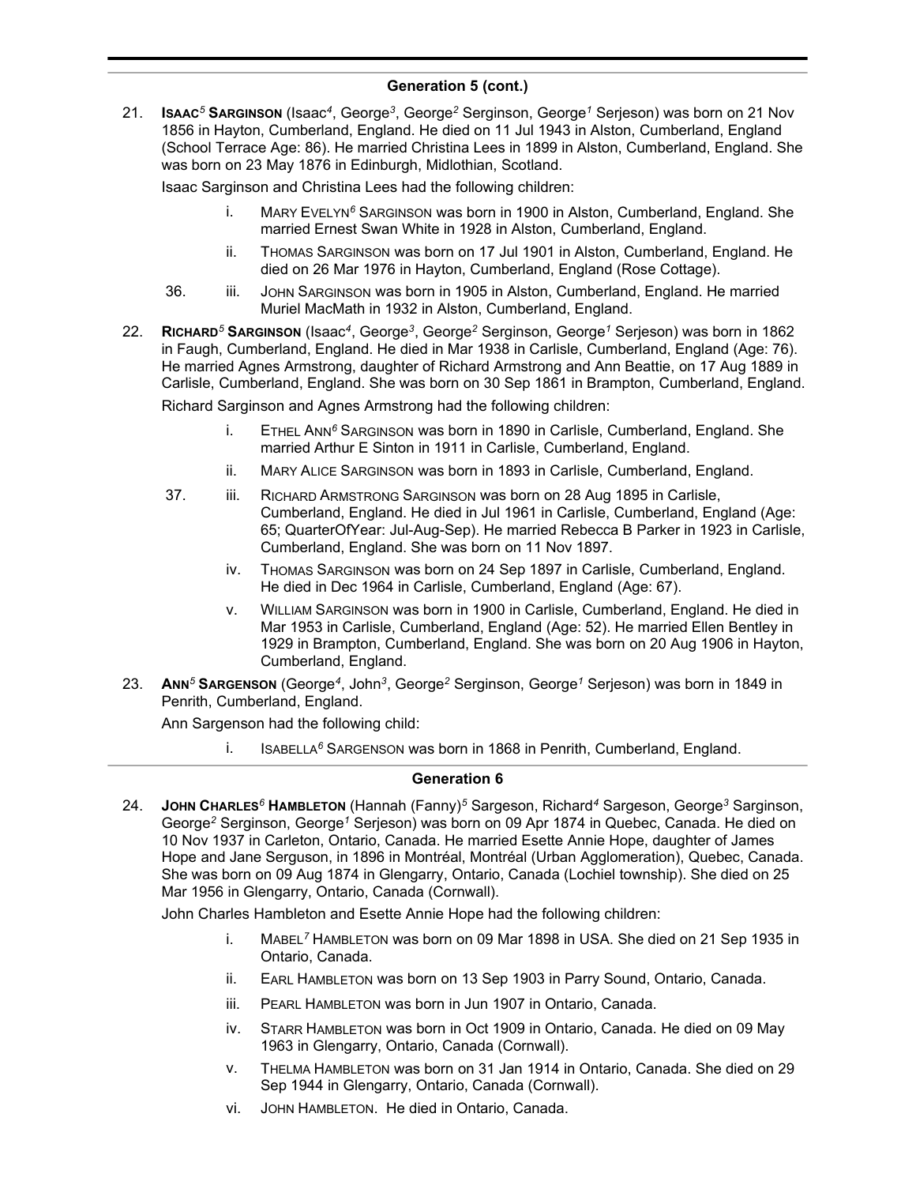## Generation 5 (cont.)

21. **ISAAC$^5$ SARGINSON** (Isaac$^4$, George$^3$, George$^2$ Serginson, George$^1$ Serjeson) was born on 21 Nov 1856 in Hayton, Cumberland, England. He died on 11 Jul 1943 in Alston, Cumberland, England (School Terrace Age: 86). He married Christina Lees in 1899 in Alston, Cumberland, England. She was born on 23 May 1876 in Edinburgh, Midlothian, Scotland.

    Isaac Sarginson and Christina Lees had the following children:

    - i. MARY EVELYN$^6$ SARGINSON was born in 1900 in Alston, Cumberland, England. She married Ernest Swan White in 1928 in Alston, Cumberland, England.
    - ii. THOMAS SARGINSON was born on 17 Jul 1901 in Alston, Cumberland, England. He died on 26 Mar 1976 in Hayton, Cumberland, England (Rose Cottage).
    - 36. iii. JOHN SARGINSON was born in 1905 in Alston, Cumberland, England. He married Muriel MacMath in 1932 in Alston, Cumberland, England.

22. **RICHARD$^5$ SARGINSON** (Isaac$^4$, George$^3$, George$^2$ Serginson, George$^1$ Serjeson) was born in 1862 in Faugh, Cumberland, England. He died in Mar 1938 in Carlisle, Cumberland, England (Age: 76). He married Agnes Armstrong, daughter of Richard Armstrong and Ann Beattie, on 17 Aug 1889 in Carlisle, Cumberland, England. She was born on 30 Sep 1861 in Brampton, Cumberland, England.

    Richard Sarginson and Agnes Armstrong had the following children:

    - i. ETHEL ANN$^6$ SARGINSON was born in 1890 in Carlisle, Cumberland, England. She married Arthur E Sinton in 1911 in Carlisle, Cumberland, England.
    - ii. MARY ALICE SARGINSON was born in 1893 in Carlisle, Cumberland, England.
    - 37. iii. RICHARD ARMSTRONG SARGINSON was born on 28 Aug 1895 in Carlisle, Cumberland, England. He died in Jul 1961 in Carlisle, Cumberland, England (Age: 65; QuarterOfYear: Jul-Aug-Sep). He married Rebecca B Parker in 1923 in Carlisle, Cumberland, England. She was born on 11 Nov 1897.
    - iv. THOMAS SARGINSON was born on 24 Sep 1897 in Carlisle, Cumberland, England. He died in Dec 1964 in Carlisle, Cumberland, England (Age: 67).
    - v. WILLIAM SARGINSON was born in 1900 in Carlisle, Cumberland, England. He died in Mar 1953 in Carlisle, Cumberland, England (Age: 52). He married Ellen Bentley in 1929 in Brampton, Cumberland, England. She was born on 20 Aug 1906 in Hayton, Cumberland, England.

23. **ANN$^5$ SARGENSON** (George$^4$, John$^3$, George$^2$ Serginson, George$^1$ Serjeson) was born in 1849 in Penrith, Cumberland, England.

    Ann Sargenson had the following child:

    - i. ISABELLA$^6$ SARGENSON was born in 1868 in Penrith, Cumberland, England.

## Generation 6

24. **JOHN CHARLES$^6$ HAMBLETON** (Hannah (Fanny)$^5$ Sargeson, Richard$^4$ Sargeson, George$^3$ Sarginson, George$^2$ Serginson, George$^1$ Serjeson) was born on 09 Apr 1874 in Quebec, Canada. He died on 10 Nov 1937 in Carleton, Ontario, Canada. He married Esette Annie Hope, daughter of James Hope and Jane Serguson, in 1896 in Montréal, Montréal (Urban Agglomeration), Quebec, Canada. She was born on 09 Aug 1874 in Glengarry, Ontario, Canada (Lochiel township). She died on 25 Mar 1956 in Glengarry, Ontario, Canada (Cornwall).

    John Charles Hambleton and Esette Annie Hope had the following children:

    - i. MABEL$^7$ HAMBLETON was born on 09 Mar 1898 in USA. She died on 21 Sep 1935 in Ontario, Canada.
    - ii. EARL HAMBLETON was born on 13 Sep 1903 in Parry Sound, Ontario, Canada.
    - iii. PEARL HAMBLETON was born in Jun 1907 in Ontario, Canada.
    - iv. STARR HAMBLETON was born in Oct 1909 in Ontario, Canada. He died on 09 May 1963 in Glengarry, Ontario, Canada (Cornwall).
    - v. THELMA HAMBLETON was born on 31 Jan 1914 in Ontario, Canada. She died on 29 Sep 1944 in Glengarry, Ontario, Canada (Cornwall).
    - vi. JOHN HAMBLETON. He died in Ontario, Canada.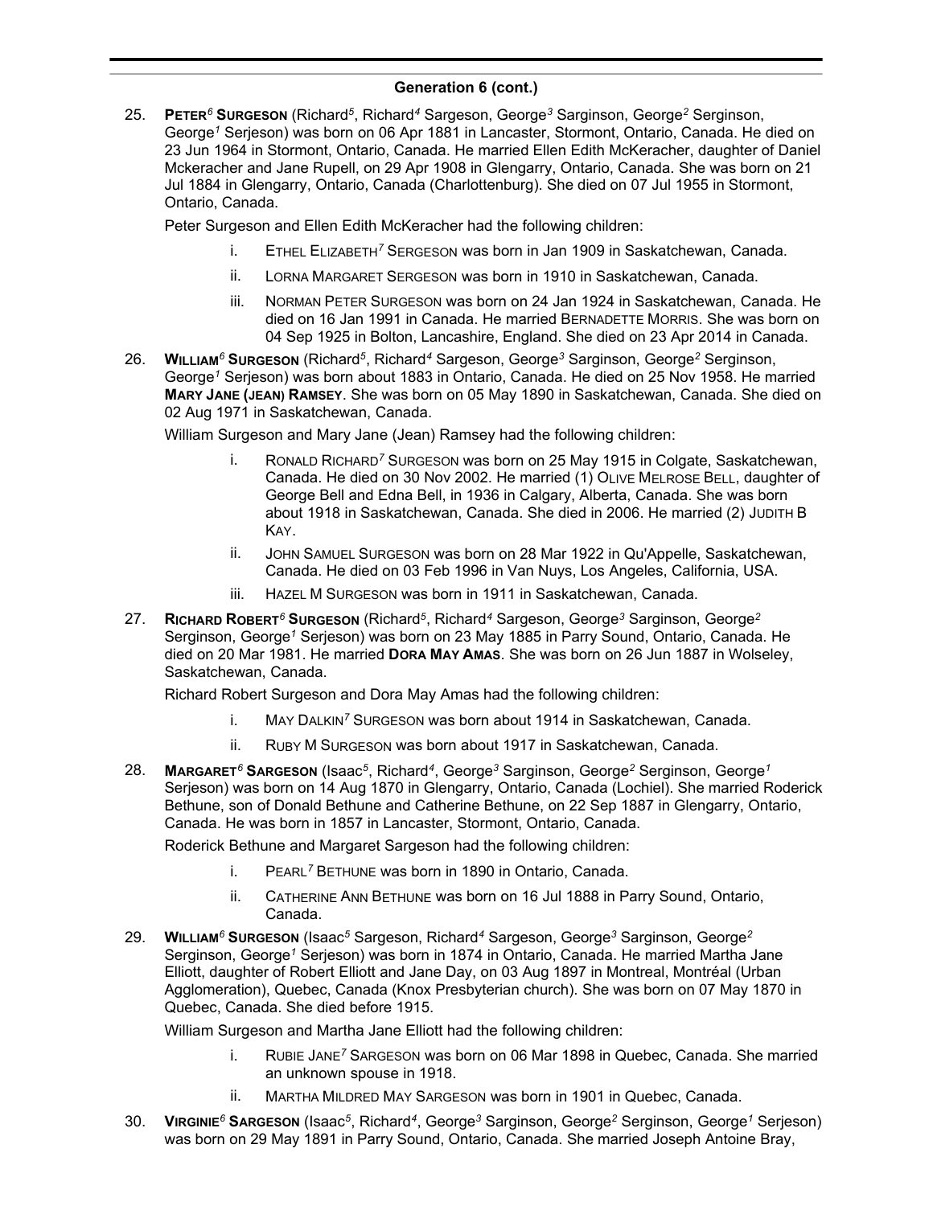## Generation 6 (cont.)

25. **Peter$^{6}$ Surgeson** (Richard$^{5}$, Richard$^{4}$ Sargeson, George$^{3}$ Sarginson, George$^{2}$ Serginson, George$^{1}$ Serjeson) was born on 06 Apr 1881 in Lancaster, Stormont, Ontario, Canada. He died on 23 Jun 1964 in Stormont, Ontario, Canada. He married Ellen Edith McKeracher, daughter of Daniel Mckeracher and Jane Rupell, on 29 Apr 1908 in Glengarry, Ontario, Canada. She was born on 21 Jul 1884 in Glengarry, Ontario, Canada (Charlottenburg). She died on 07 Jul 1955 in Stormont, Ontario, Canada.

    Peter Surgeson and Ellen Edith McKeracher had the following children:

    i. Ethel Elizabeth$^{7}$ Sergeson was born in Jan 1909 in Saskatchewan, Canada.

    ii. Lorna Margaret Sergeson was born in 1910 in Saskatchewan, Canada.

    iii. Norman Peter Surgeson was born on 24 Jan 1924 in Saskatchewan, Canada. He died on 16 Jan 1991 in Canada. He married Bernadette Morris. She was born on 04 Sep 1925 in Bolton, Lancashire, England. She died on 23 Apr 2014 in Canada.

26. **William$^{6}$ Surgeson** (Richard$^{5}$, Richard$^{4}$ Sargeson, George$^{3}$ Sarginson, George$^{2}$ Serginson, George$^{1}$ Serjeson) was born about 1883 in Ontario, Canada. He died on 25 Nov 1958. He married **Mary Jane (Jean) Ramsey**. She was born on 05 May 1890 in Saskatchewan, Canada. She died on 02 Aug 1971 in Saskatchewan, Canada.

    William Surgeson and Mary Jane (Jean) Ramsey had the following children:

    i. Ronald Richard$^{7}$ Surgeson was born on 25 May 1915 in Colgate, Saskatchewan, Canada. He died on 30 Nov 2002. He married (1) Olive Melrose Bell, daughter of George Bell and Edna Bell, in 1936 in Calgary, Alberta, Canada. She was born about 1918 in Saskatchewan, Canada. She died in 2006. He married (2) Judith B Kay.

    ii. John Samuel Surgeson was born on 28 Mar 1922 in Qu'Appelle, Saskatchewan, Canada. He died on 03 Feb 1996 in Van Nuys, Los Angeles, California, USA.

    iii. Hazel M Surgeson was born in 1911 in Saskatchewan, Canada.

27. **Richard Robert$^{6}$ Surgeson** (Richard$^{5}$, Richard$^{4}$ Sargeson, George$^{3}$ Sarginson, George$^{2}$ Serginson, George$^{1}$ Serjeson) was born on 23 May 1885 in Parry Sound, Ontario, Canada. He died on 20 Mar 1981. He married **Dora May Amas**. She was born on 26 Jun 1887 in Wolseley, Saskatchewan, Canada.

    Richard Robert Surgeson and Dora May Amas had the following children:

    i. May Dalkin$^{7}$ Surgeson was born about 1914 in Saskatchewan, Canada.

    ii. Ruby M Surgeson was born about 1917 in Saskatchewan, Canada.

28. **Margaret$^{6}$ Sargeson** (Isaac$^{5}$, Richard$^{4}$, George$^{3}$ Sarginson, George$^{2}$ Serginson, George$^{1}$ Serjeson) was born on 14 Aug 1870 in Glengarry, Ontario, Canada (Lochiel). She married Roderick Bethune, son of Donald Bethune and Catherine Bethune, on 22 Sep 1887 in Glengarry, Ontario, Canada. He was born in 1857 in Lancaster, Stormont, Ontario, Canada.

    Roderick Bethune and Margaret Sargeson had the following children:

    i. Pearl$^{7}$ Bethune was born in 1890 in Ontario, Canada.

    ii. Catherine Ann Bethune was born on 16 Jul 1888 in Parry Sound, Ontario, Canada.

29. **William$^{6}$ Surgeson** (Isaac$^{5}$ Sargeson, Richard$^{4}$ Sargeson, George$^{3}$ Sarginson, George$^{2}$ Serginson, George$^{1}$ Serjeson) was born in 1874 in Ontario, Canada. He married Martha Jane Elliott, daughter of Robert Elliott and Jane Day, on 03 Aug 1897 in Montreal, Montréal (Urban Agglomeration), Quebec, Canada (Knox Presbyterian church). She was born on 07 May 1870 in Quebec, Canada. She died before 1915.

    William Surgeson and Martha Jane Elliott had the following children:

    i. Rubie Jane$^{7}$ Sargeson was born on 06 Mar 1898 in Quebec, Canada. She married an unknown spouse in 1918.

    ii. Martha Mildred May Sargeson was born in 1901 in Quebec, Canada.

30. **Virginie$^{6}$ Sargeson** (Isaac$^{5}$, Richard$^{4}$, George$^{3}$ Sarginson, George$^{2}$ Serginson, George$^{1}$ Serjeson) was born on 29 May 1891 in Parry Sound, Ontario, Canada. She married Joseph Antoine Bray,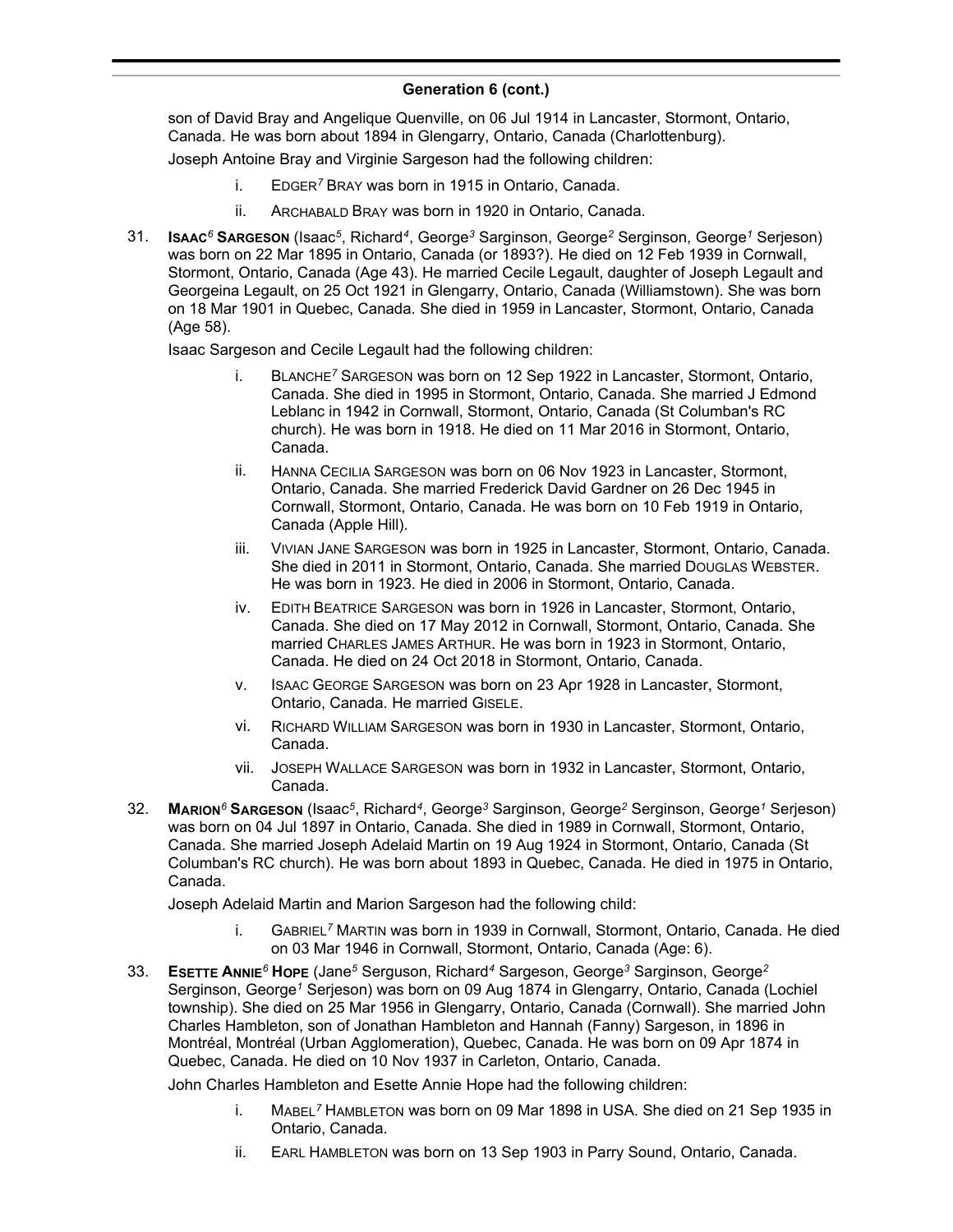## Generation 6 (cont.)

son of David Bray and Angelique Quenville, on 06 Jul 1914 in Lancaster, Stormont, Ontario, Canada. He was born about 1894 in Glengarry, Ontario, Canada (Charlottenburg).

Joseph Antoine Bray and Virginie Sargeson had the following children:

- i. EDGER[7] BRAY was born in 1915 in Ontario, Canada.
- ii. ARCHABALD BRAY was born in 1920 in Ontario, Canada.

31. **ISAAC[6] SARGESON** (Isaac[5], Richard[4], George[3] Sarginson, George[2] Serginson, George[1] Serjeson) was born on 22 Mar 1895 in Ontario, Canada (or 1893?). He died on 12 Feb 1939 in Cornwall, Stormont, Ontario, Canada (Age 43). He married Cecile Legault, daughter of Joseph Legault and Georgeina Legault, on 25 Oct 1921 in Glengarry, Ontario, Canada (Williamstown). She was born on 18 Mar 1901 in Quebec, Canada. She died in 1959 in Lancaster, Stormont, Ontario, Canada (Age 58).

Isaac Sargeson and Cecile Legault had the following children:

- i. BLANCHE[7] SARGESON was born on 12 Sep 1922 in Lancaster, Stormont, Ontario, Canada. She died in 1995 in Stormont, Ontario, Canada. She married J Edmond Leblanc in 1942 in Cornwall, Stormont, Ontario, Canada (St Columban's RC church). He was born in 1918. He died on 11 Mar 2016 in Stormont, Ontario, Canada.
- ii. HANNA CECILIA SARGESON was born on 06 Nov 1923 in Lancaster, Stormont, Ontario, Canada. She married Frederick David Gardner on 26 Dec 1945 in Cornwall, Stormont, Ontario, Canada. He was born on 10 Feb 1919 in Ontario, Canada (Apple Hill).
- iii. VIVIAN JANE SARGESON was born in 1925 in Lancaster, Stormont, Ontario, Canada. She died in 2011 in Stormont, Ontario, Canada. She married DOUGLAS WEBSTER. He was born in 1923. He died in 2006 in Stormont, Ontario, Canada.
- iv. EDITH BEATRICE SARGESON was born in 1926 in Lancaster, Stormont, Ontario, Canada. She died on 17 May 2012 in Cornwall, Stormont, Ontario, Canada. She married CHARLES JAMES ARTHUR. He was born in 1923 in Stormont, Ontario, Canada. He died on 24 Oct 2018 in Stormont, Ontario, Canada.
- v. ISAAC GEORGE SARGESON was born on 23 Apr 1928 in Lancaster, Stormont, Ontario, Canada. He married GISELE.
- vi. RICHARD WILLIAM SARGESON was born in 1930 in Lancaster, Stormont, Ontario, Canada.
- vii. JOSEPH WALLACE SARGESON was born in 1932 in Lancaster, Stormont, Ontario, Canada.

32. **MARION[6] SARGESON** (Isaac[5], Richard[4], George[3] Sarginson, George[2] Serginson, George[1] Serjeson) was born on 04 Jul 1897 in Ontario, Canada. She died in 1989 in Cornwall, Stormont, Ontario, Canada. She married Joseph Adelaid Martin on 19 Aug 1924 in Stormont, Ontario, Canada (St Columban's RC church). He was born about 1893 in Quebec, Canada. He died in 1975 in Ontario, Canada.

Joseph Adelaid Martin and Marion Sargeson had the following child:

- i. GABRIEL[7] MARTIN was born in 1939 in Cornwall, Stormont, Ontario, Canada. He died on 03 Mar 1946 in Cornwall, Stormont, Ontario, Canada (Age: 6).

33. **ESETTE ANNIE[6] HOPE** (Jane[5] Serguson, Richard[4] Sargeson, George[3] Sarginson, George[2] Serginson, George[1] Serjeson) was born on 09 Aug 1874 in Glengarry, Ontario, Canada (Lochiel township). She died on 25 Mar 1956 in Glengarry, Ontario, Canada (Cornwall). She married John Charles Hambleton, son of Jonathan Hambleton and Hannah (Fanny) Sargeson, in 1896 in Montréal, Montréal (Urban Agglomeration), Quebec, Canada. He was born on 09 Apr 1874 in Quebec, Canada. He died on 10 Nov 1937 in Carleton, Ontario, Canada.

John Charles Hambleton and Esette Annie Hope had the following children:

- i. MABEL[7] HAMBLETON was born on 09 Mar 1898 in USA. She died on 21 Sep 1935 in Ontario, Canada.
- ii. EARL HAMBLETON was born on 13 Sep 1903 in Parry Sound, Ontario, Canada.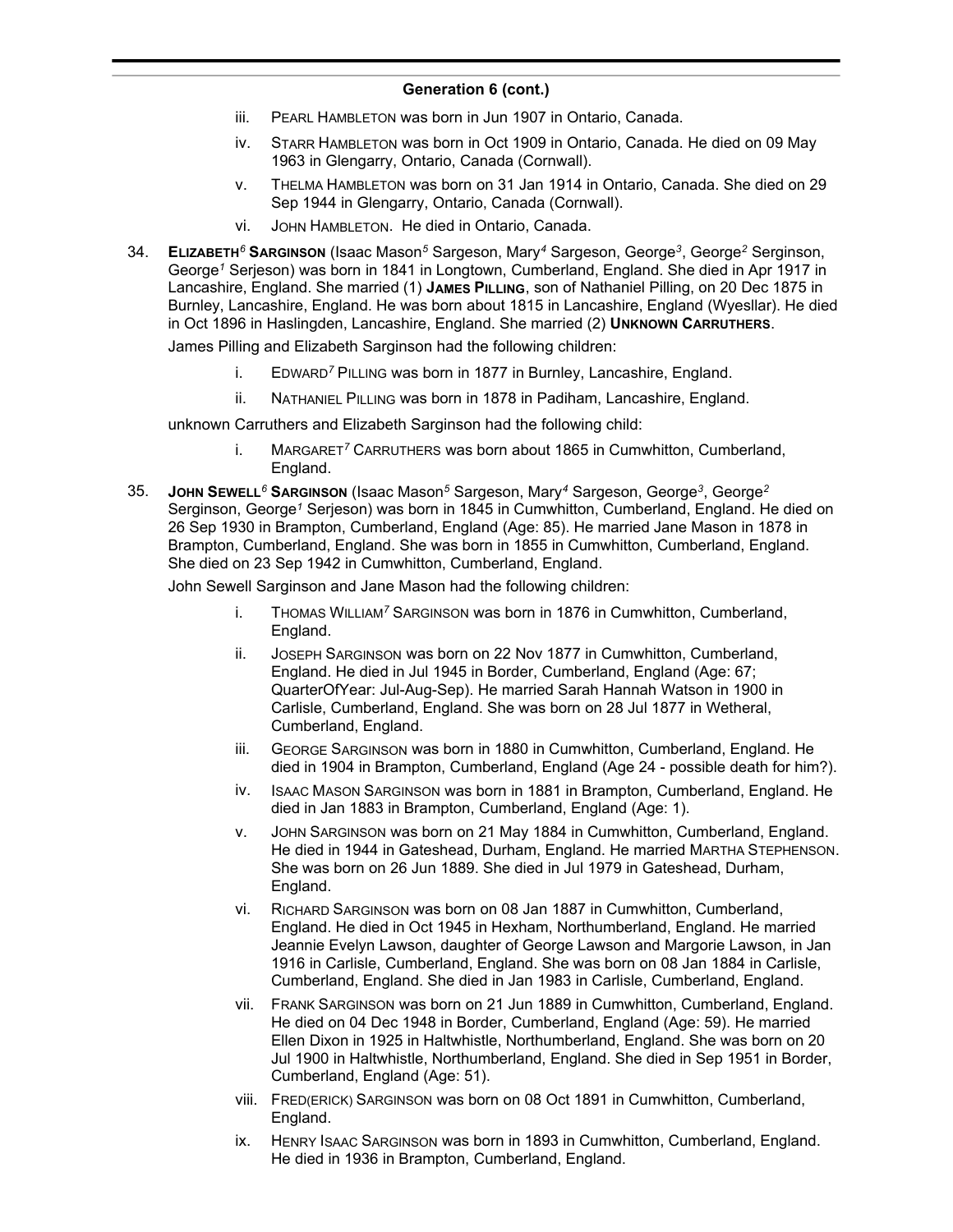## Generation 6 (cont.)

- iii. PEARL HAMBLETON was born in Jun 1907 in Ontario, Canada.
- iv. STARR HAMBLETON was born in Oct 1909 in Ontario, Canada. He died on 09 May 1963 in Glengarry, Ontario, Canada (Cornwall).
- v. THELMA HAMBLETON was born on 31 Jan 1914 in Ontario, Canada. She died on 29 Sep 1944 in Glengarry, Ontario, Canada (Cornwall).
- vi. JOHN HAMBLETON. He died in Ontario, Canada.

34. **ELIZABETH[6] SARGINSON** (Isaac Mason[5] Sargeson, Mary[4] Sargeson, George[3], George[2] Serginson, George[1] Serjeson) was born in 1841 in Longtown, Cumberland, England. She died in Apr 1917 in Lancashire, England. She married (1) **JAMES PILLING**, son of Nathaniel Pilling, on 20 Dec 1875 in Burnley, Lancashire, England. He was born about 1815 in Lancashire, England (Wyesllar). He died in Oct 1896 in Haslingden, Lancashire, England. She married (2) **UNKNOWN CARRUTHERS**.

    James Pilling and Elizabeth Sarginson had the following children:

    - i. EDWARD[7] PILLING was born in 1877 in Burnley, Lancashire, England.
    - ii. NATHANIEL PILLING was born in 1878 in Padiham, Lancashire, England.

    unknown Carruthers and Elizabeth Sarginson had the following child:

    - i. MARGARET[7] CARRUTHERS was born about 1865 in Cumwhitton, Cumberland, England.

35. **JOHN SEWELL[6] SARGINSON** (Isaac Mason[5] Sargeson, Mary[4] Sargeson, George[3], George[2] Serginson, George[1] Serjeson) was born in 1845 in Cumwhitton, Cumberland, England. He died on 26 Sep 1930 in Brampton, Cumberland, England (Age: 85). He married Jane Mason in 1878 in Brampton, Cumberland, England. She was born in 1855 in Cumwhitton, Cumberland, England. She died on 23 Sep 1942 in Cumwhitton, Cumberland, England.

    John Sewell Sarginson and Jane Mason had the following children:

    - i. THOMAS WILLIAM[7] SARGINSON was born in 1876 in Cumwhitton, Cumberland, England.
    - ii. JOSEPH SARGINSON was born on 22 Nov 1877 in Cumwhitton, Cumberland, England. He died in Jul 1945 in Border, Cumberland, England (Age: 67; QuarterOfYear: Jul-Aug-Sep). He married Sarah Hannah Watson in 1900 in Carlisle, Cumberland, England. She was born on 28 Jul 1877 in Wetheral, Cumberland, England.
    - iii. GEORGE SARGINSON was born in 1880 in Cumwhitton, Cumberland, England. He died in 1904 in Brampton, Cumberland, England (Age 24 - possible death for him?).
    - iv. ISAAC MASON SARGINSON was born in 1881 in Brampton, Cumberland, England. He died in Jan 1883 in Brampton, Cumberland, England (Age: 1).
    - v. JOHN SARGINSON was born on 21 May 1884 in Cumwhitton, Cumberland, England. He died in 1944 in Gateshead, Durham, England. He married MARTHA STEPHENSON. She was born on 26 Jun 1889. She died in Jul 1979 in Gateshead, Durham, England.
    - vi. RICHARD SARGINSON was born on 08 Jan 1887 in Cumwhitton, Cumberland, England. He died in Oct 1945 in Hexham, Northumberland, England. He married Jeannie Evelyn Lawson, daughter of George Lawson and Margorie Lawson, in Jan 1916 in Carlisle, Cumberland, England. She was born on 08 Jan 1884 in Carlisle, Cumberland, England. She died in Jan 1983 in Carlisle, Cumberland, England.
    - vii. FRANK SARGINSON was born on 21 Jun 1889 in Cumwhitton, Cumberland, England. He died on 04 Dec 1948 in Border, Cumberland, England (Age: 59). He married Ellen Dixon in 1925 in Haltwhistle, Northumberland, England. She was born on 20 Jul 1900 in Haltwhistle, Northumberland, England. She died in Sep 1951 in Border, Cumberland, England (Age: 51).
    - viii. FRED(ERICK) SARGINSON was born on 08 Oct 1891 in Cumwhitton, Cumberland, England.
    - ix. HENRY ISAAC SARGINSON was born in 1893 in Cumwhitton, Cumberland, England. He died in 1936 in Brampton, Cumberland, England.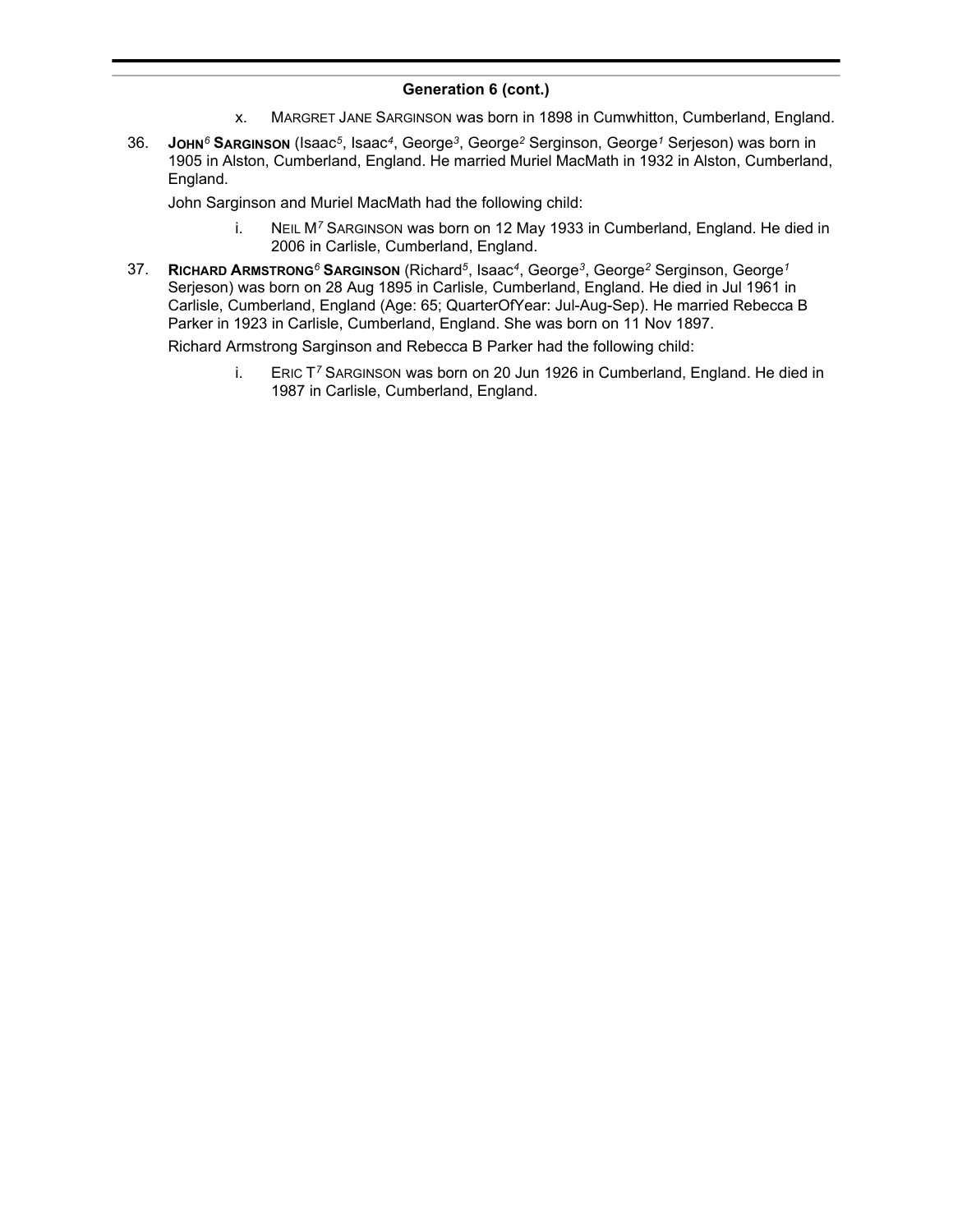## Generation 6 (cont.)

x. MARGRET JANE SARGINSON was born in 1898 in Cumwhitton, Cumberland, England.

36. **JOHN$^{6}$ SARGINSON** (Isaac$^{5}$, Isaac$^{4}$, George$^{3}$, George$^{2}$ Serginson, George$^{1}$ Serjeson) was born in 1905 in Alston, Cumberland, England. He married Muriel MacMath in 1932 in Alston, Cumberland, England.

    John Sarginson and Muriel MacMath had the following child:

    i. NEIL M$^{7}$ SARGINSON was born on 12 May 1933 in Cumberland, England. He died in 2006 in Carlisle, Cumberland, England.

37. **RICHARD ARMSTRONG$^{6}$ SARGINSON** (Richard$^{5}$, Isaac$^{4}$, George$^{3}$, George$^{2}$ Serginson, George$^{1}$ Serjeson) was born on 28 Aug 1895 in Carlisle, Cumberland, England. He died in Jul 1961 in Carlisle, Cumberland, England (Age: 65; QuarterOfYear: Jul-Aug-Sep). He married Rebecca B Parker in 1923 in Carlisle, Cumberland, England. She was born on 11 Nov 1897.

    Richard Armstrong Sarginson and Rebecca B Parker had the following child:

    i. ERIC T$^{7}$ SARGINSON was born on 20 Jun 1926 in Cumberland, England. He died in 1987 in Carlisle, Cumberland, England.